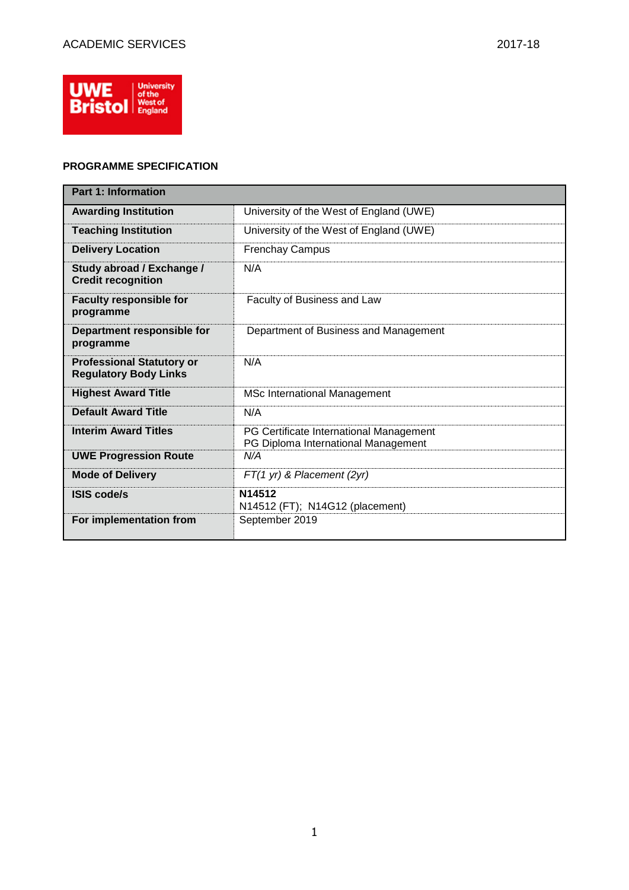ACADEMIC SERVICES 2017-18

UWE Bristol University of the West of England

**PROGRAMME SPECIFICATION**

| **Part 1: Information** | |
|---|---|
| **Awarding Institution** | University of the West of England (UWE) |
| **Teaching Institution** | University of the West of England (UWE) |
| **Delivery Location** | Frenchay Campus |
| **Study abroad / Exchange / Credit recognition** | N/A |
| **Faculty responsible for programme** | Faculty of Business and Law |
| **Department responsible for programme** | Department of Business and Management |
| **Professional Statutory or Regulatory Body Links** | N/A |
| **Highest Award Title** | MSc International Management |
| **Default Award Title** | N/A |
| **Interim Award Titles** | PG Certificate International Management<br>PG Diploma International Management |
| **UWE Progression Route** | *N/A* |
| **Mode of Delivery** | *FT(1 yr) & Placement (2yr)* |
| **ISIS code/s** | **N14512**<br>N14512 (FT); N14G12 (placement) |
| **For implementation from** | September 2019 |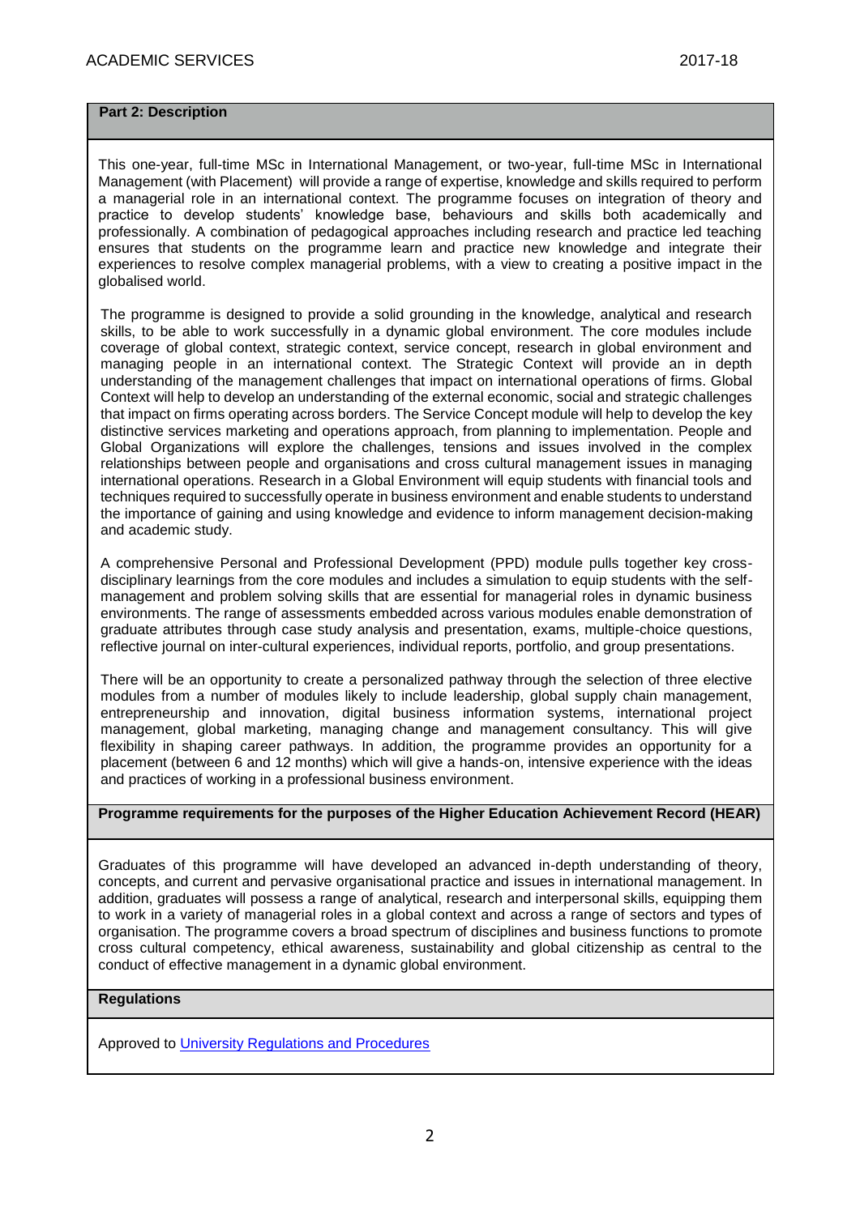## Part 2: Description

This one-year, full-time MSc in International Management, or two-year, full-time MSc in International Management (with Placement) will provide a range of expertise, knowledge and skills required to perform a managerial role in an international context. The programme focuses on integration of theory and practice to develop students' knowledge base, behaviours and skills both academically and professionally. A combination of pedagogical approaches including research and practice led teaching ensures that students on the programme learn and practice new knowledge and integrate their experiences to resolve complex managerial problems, with a view to creating a positive impact in the globalised world.

The programme is designed to provide a solid grounding in the knowledge, analytical and research skills, to be able to work successfully in a dynamic global environment. The core modules include coverage of global context, strategic context, service concept, research in global environment and managing people in an international context. The Strategic Context will provide an in depth understanding of the management challenges that impact on international operations of firms. Global Context will help to develop an understanding of the external economic, social and strategic challenges that impact on firms operating across borders. The Service Concept module will help to develop the key distinctive services marketing and operations approach, from planning to implementation. People and Global Organizations will explore the challenges, tensions and issues involved in the complex relationships between people and organisations and cross cultural management issues in managing international operations. Research in a Global Environment will equip students with financial tools and techniques required to successfully operate in business environment and enable students to understand the importance of gaining and using knowledge and evidence to inform management decision-making and academic study.

A comprehensive Personal and Professional Development (PPD) module pulls together key cross-disciplinary learnings from the core modules and includes a simulation to equip students with the self-management and problem solving skills that are essential for managerial roles in dynamic business environments. The range of assessments embedded across various modules enable demonstration of graduate attributes through case study analysis and presentation, exams, multiple-choice questions, reflective journal on inter-cultural experiences, individual reports, portfolio, and group presentations.

There will be an opportunity to create a personalized pathway through the selection of three elective modules from a number of modules likely to include leadership, global supply chain management, entrepreneurship and innovation, digital business information systems, international project management, global marketing, managing change and management consultancy. This will give flexibility in shaping career pathways. In addition, the programme provides an opportunity for a placement (between 6 and 12 months) which will give a hands-on, intensive experience with the ideas and practices of working in a professional business environment.

## Programme requirements for the purposes of the Higher Education Achievement Record (HEAR)

Graduates of this programme will have developed an advanced in-depth understanding of theory, concepts, and current and pervasive organisational practice and issues in international management. In addition, graduates will possess a range of analytical, research and interpersonal skills, equipping them to work in a variety of managerial roles in a global context and across a range of sectors and types of organisation. The programme covers a broad spectrum of disciplines and business functions to promote cross cultural competency, ethical awareness, sustainability and global citizenship as central to the conduct of effective management in a dynamic global environment.

## Regulations

Approved to University Regulations and Procedures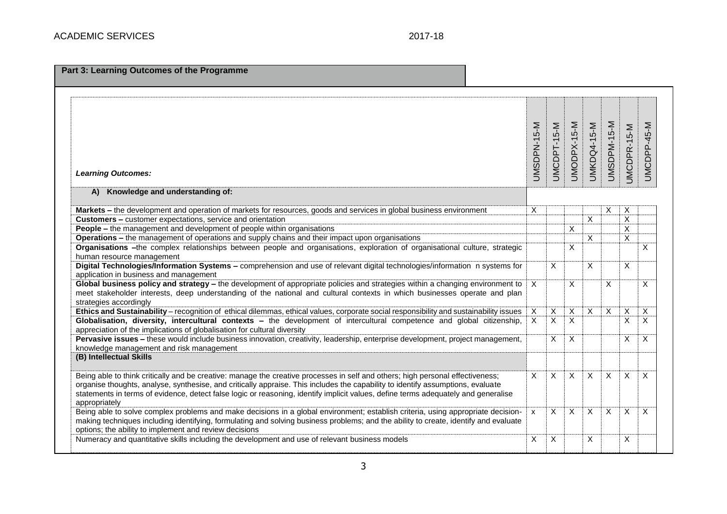## Part 3: Learning Outcomes of the Programme

| *Learning Outcomes:* | UMSDPN-15-M | UMCDPT-15-M | UMODPX-15-M | UMKDQ4-15-M | UMSDPM-15-M | UMCDPR-15-M | UMCDPP-45-M |
|---|---|---|---|---|---|---|---|
| **A) Knowledge and understanding of:** | | | | | | | |
| **Markets –** the development and operation of markets for resources, goods and services in global business environment | X | | | | X | X | |
| **Customers –** customer expectations, service and orientation | | | | X | | X | |
| **People –** the management and development of people within organisations | | | X | | | X | |
| **Operations –** the management of operations and supply chains and their impact upon organisations | | | | X | | X | |
| **Organisations –**the complex relationships between people and organisations, exploration of organisational culture, strategic human resource management | | | X | | | | X |
| **Digital Technologies/Information Systems –** comprehension and use of relevant digital technologies/information n systems for application in business and management | | X | | X | | X | |
| **Global business policy and strategy –** the development of appropriate policies and strategies within a changing environment to meet stakeholder interests, deep understanding of the national and cultural contexts in which businesses operate and plan strategies accordingly | X | | X | | X | | X |
| **Ethics and Sustainability** – recognition of ethical dilemmas, ethical values, corporate social responsibility and sustainability issues | X | X | X | X | X | X | X |
| **Globalisation, diversity, intercultural contexts –** the development of intercultural competence and global citizenship, appreciation of the implications of globalisation for cultural diversity | X | X | X | | | X | X |
| **Pervasive issues –** these would include business innovation, creativity, leadership, enterprise development, project management, knowledge management and risk management | | X | X | | | X | X |
| **(B) Intellectual Skills** | | | | | | | |
| Being able to think critically and be creative: manage the creative processes in self and others; high personal effectiveness; organise thoughts, analyse, synthesise, and critically appraise. This includes the capability to identify assumptions, evaluate statements in terms of evidence, detect false logic or reasoning, identify implicit values, define terms adequately and generalise appropriately | X | X | X | X | X | X | X |
| Being able to solve complex problems and make decisions in a global environment; establish criteria, using appropriate decision-making techniques including identifying, formulating and solving business problems; and the ability to create, identify and evaluate options; the ability to implement and review decisions | x | X | X | X | X | X | X |
| Numeracy and quantitative skills including the development and use of relevant business models | X | X | | X | | X | |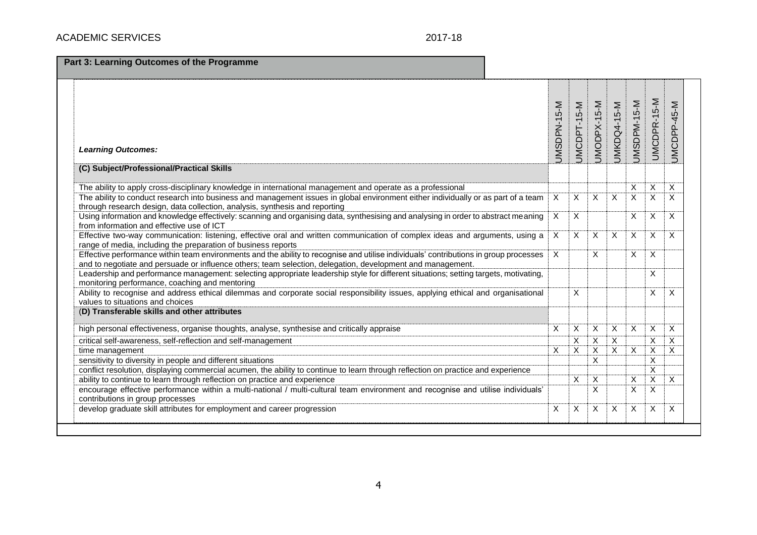## Part 3: Learning Outcomes of the Programme

| *Learning Outcomes:* | UMSDPN-15-M | UMCDPT-15-M | UMODPX-15-M | UMKDQ4-15-M | UMSDPM-15-M | UMCDPR-15-M | UMCDPP-45-M |
|---|---|---|---|---|---|---|---|
| **(C) Subject/Professional/Practical Skills** | | | | | | | |
| The ability to apply cross-disciplinary knowledge in international management and operate as a professional | | | | | X | X | X |
| The ability to conduct research into business and management issues in global environment either individually or as part of a team through research design, data collection, analysis, synthesis and reporting | X | X | X | X | X | X | X |
| Using information and knowledge effectively: scanning and organising data, synthesising and analysing in order to abstract meaning from information and effective use of ICT | X | X | | | X | X | X |
| Effective two-way communication: listening, effective oral and written communication of complex ideas and arguments, using a range of media, including the preparation of business reports | X | X | X | X | X | X | X |
| Effective performance within team environments and the ability to recognise and utilise individuals' contributions in group processes and to negotiate and persuade or influence others; team selection, delegation, development and management. | X | | X | | X | X | |
| Leadership and performance management: selecting appropriate leadership style for different situations; setting targets, motivating, monitoring performance, coaching and mentoring | | | | | | X | |
| Ability to recognise and address ethical dilemmas and corporate social responsibility issues, applying ethical and organisational values to situations and choices | | X | | | | X | X |
| **(D) Transferable skills and other attributes** | | | | | | | |
| high personal effectiveness, organise thoughts, analyse, synthesise and critically appraise | X | X | X | X | X | X | X |
| critical self-awareness, self-reflection and self-management | | X | X | X | | X | X |
| time management | X | X | X | X | X | X | X |
| sensitivity to diversity in people and different situations | | | X | | | X | |
| conflict resolution, displaying commercial acumen, the ability to continue to learn through reflection on practice and experience | | | | | | X | |
| ability to continue to learn through reflection on practice and experience | | X | X | | X | X | X |
| encourage effective performance within a multi-national / multi-cultural team environment and recognise and utilise individuals' contributions in group processes | | | X | | X | X | |
| develop graduate skill attributes for employment and career progression | X | X | X | X | X | X | X |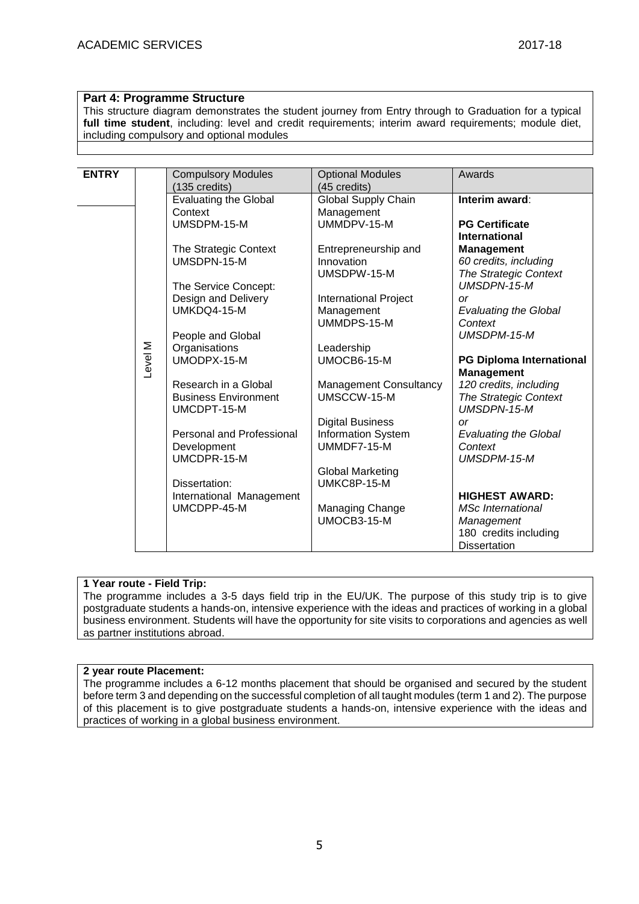## Part 4: Programme Structure

This structure diagram demonstrates the student journey from Entry through to Graduation for a typical **full time student**, including: level and credit requirements; interim award requirements; module diet, including compulsory and optional modules

| ENTRY | | Compulsory Modules (135 credits) | Optional Modules (45 credits) | Awards |
|---|---|---|---|---|
| | Level M | Evaluating the Global Context UMSDPM-15-M<br><br>The Strategic Context UMSDPN-15-M<br><br>The Service Concept: Design and Delivery UMKDQ4-15-M<br><br>People and Global Organisations UMODPX-15-M<br><br>Research in a Global Business Environment UMCDPT-15-M<br><br>Personal and Professional Development UMCDPR-15-M<br><br>Dissertation: International Management UMCDPP-45-M | Global Supply Chain Management UMMDPV-15-M<br><br>Entrepreneurship and Innovation UMSDPW-15-M<br><br>International Project Management UMMDPS-15-M<br><br>Leadership UMOCB6-15-M<br><br>Management Consultancy UMSCCW-15-M<br><br>Digital Business Information System UMMDF7-15-M<br><br>Global Marketing UMKC8P-15-M<br><br>Managing Change UMOCB3-15-M | **Interim award**:<br><br>**PG Certificate International Management**<br>*60 credits, including The Strategic Context UMSDPN-15-M or Evaluating the Global Context UMSDPM-15-M*<br><br>**PG Diploma International Management**<br>*120 credits, including The Strategic Context UMSDPN-15-M or Evaluating the Global Context UMSDPM-15-M*<br><br>**HIGHEST AWARD:**<br>*MSc International Management*<br>180 credits including Dissertation |

**1 Year route - Field Trip:**

The programme includes a 3-5 days field trip in the EU/UK. The purpose of this study trip is to give postgraduate students a hands-on, intensive experience with the ideas and practices of working in a global business environment. Students will have the opportunity for site visits to corporations and agencies as well as partner institutions abroad.

**2 year route Placement:**

The programme includes a 6-12 months placement that should be organised and secured by the student before term 3 and depending on the successful completion of all taught modules (term 1 and 2). The purpose of this placement is to give postgraduate students a hands-on, intensive experience with the ideas and practices of working in a global business environment.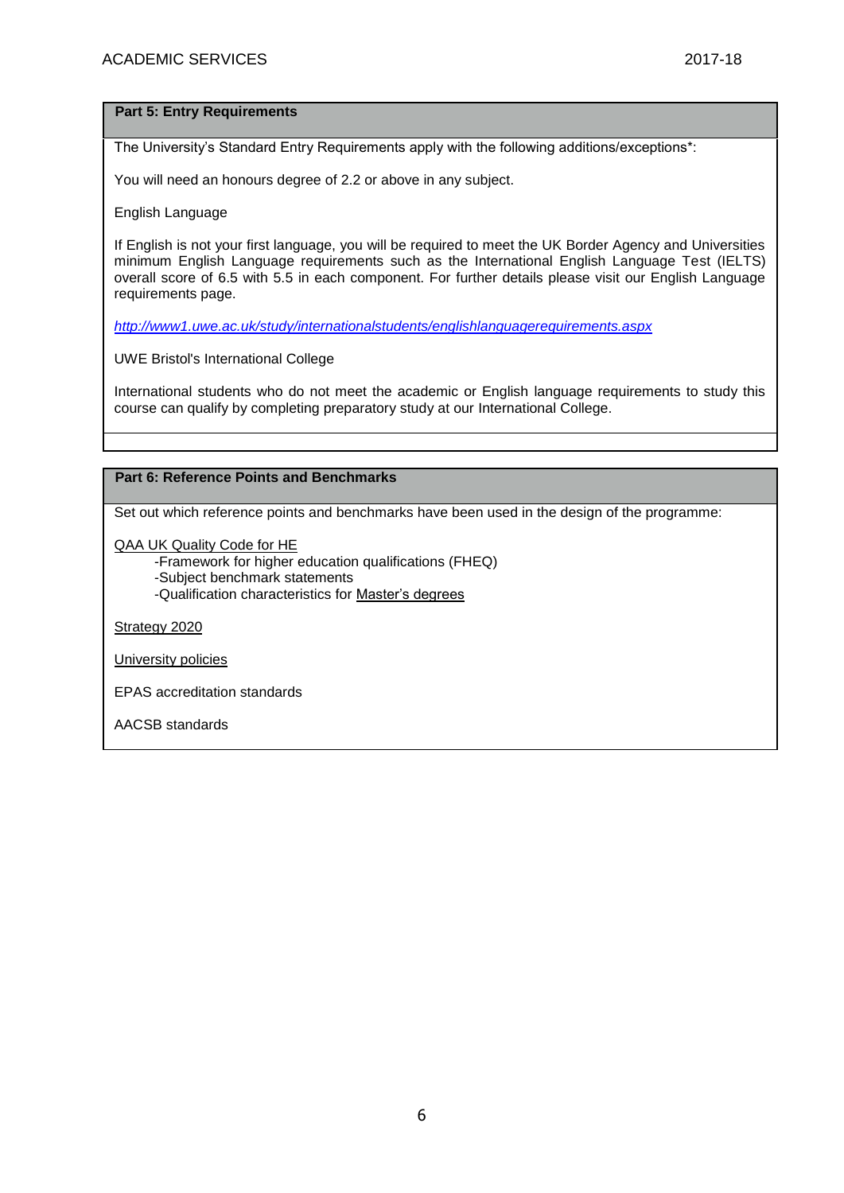## Part 5: Entry Requirements

The University's Standard Entry Requirements apply with the following additions/exceptions*:

You will need an honours degree of 2.2 or above in any subject.

English Language

If English is not your first language, you will be required to meet the UK Border Agency and Universities minimum English Language requirements such as the International English Language Test (IELTS) overall score of 6.5 with 5.5 in each component. For further details please visit our English Language requirements page.

*http://www1.uwe.ac.uk/study/internationalstudents/englishlanguagerequirements.aspx*

UWE Bristol's International College

International students who do not meet the academic or English language requirements to study this course can qualify by completing preparatory study at our International College.

## Part 6: Reference Points and Benchmarks

Set out which reference points and benchmarks have been used in the design of the programme:

QAA UK Quality Code for HE

- Framework for higher education qualifications (FHEQ)
- Subject benchmark statements
- Qualification characteristics for Master's degrees

Strategy 2020

University policies

EPAS accreditation standards

AACSB standards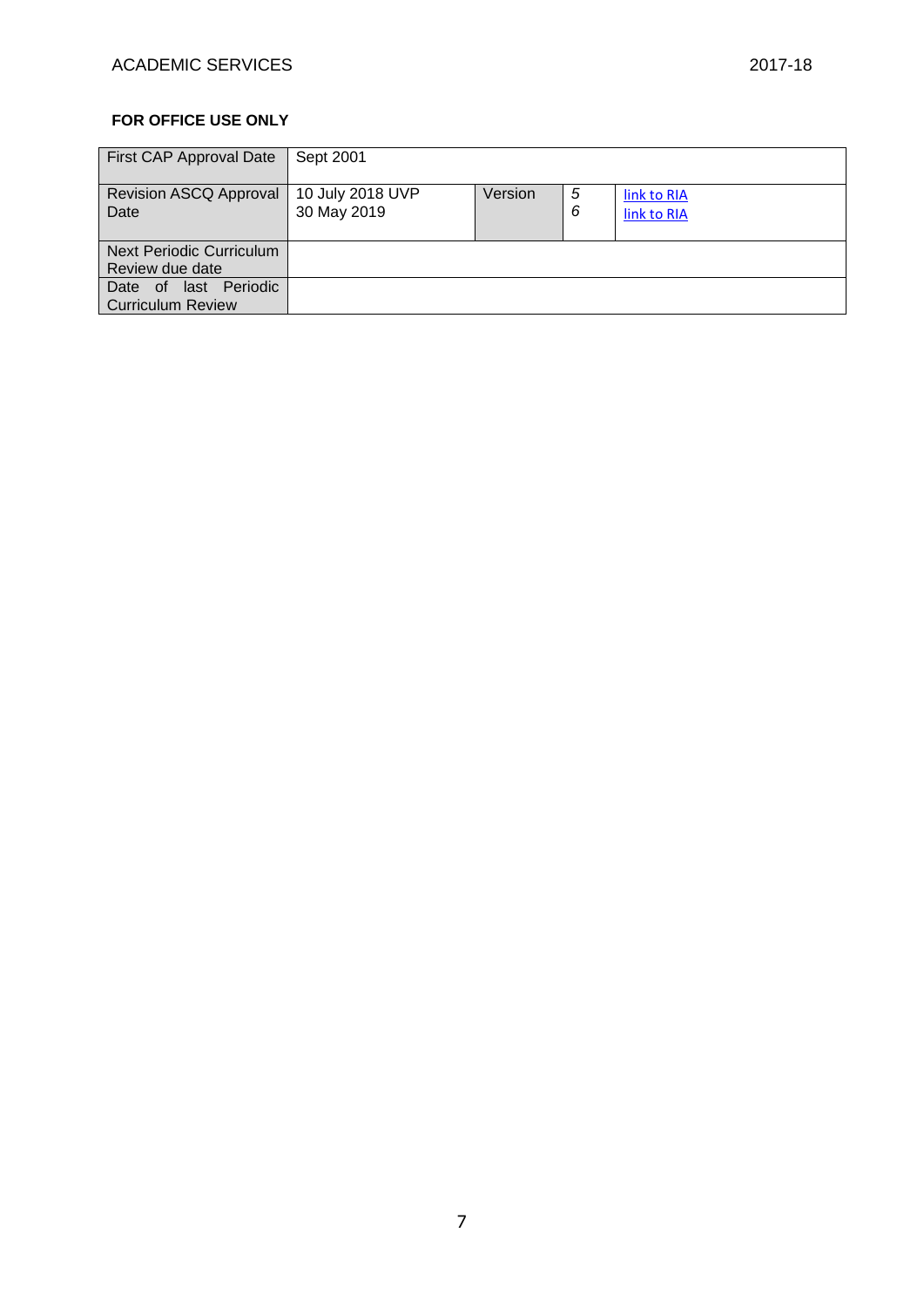**FOR OFFICE USE ONLY**

| | | | | |
|---|---|---|---|---|
| First CAP Approval Date | Sept 2001 | | | |
| Revision ASCQ Approval Date | 10 July 2018 UVP<br>30 May 2019 | Version | *5*<br>*6* | link to RIA<br>link to RIA |
| Next Periodic Curriculum Review due date | | | | |
| Date of last Periodic Curriculum Review | | | | |